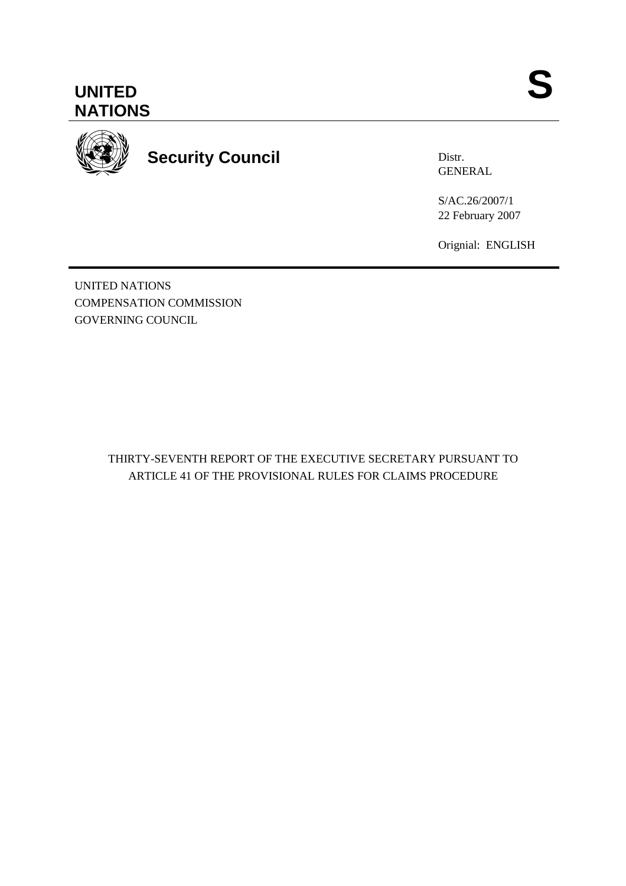# UNITED NATIONS

**S**

**Security Council**

Distr.
GENERAL

S/AC.26/2007/1
22 February 2007

Orignial: ENGLISH

UNITED NATIONS
COMPENSATION COMMISSION
GOVERNING COUNCIL

THIRTY-SEVENTH REPORT OF THE EXECUTIVE SECRETARY PURSUANT TO ARTICLE 41 OF THE PROVISIONAL RULES FOR CLAIMS PROCEDURE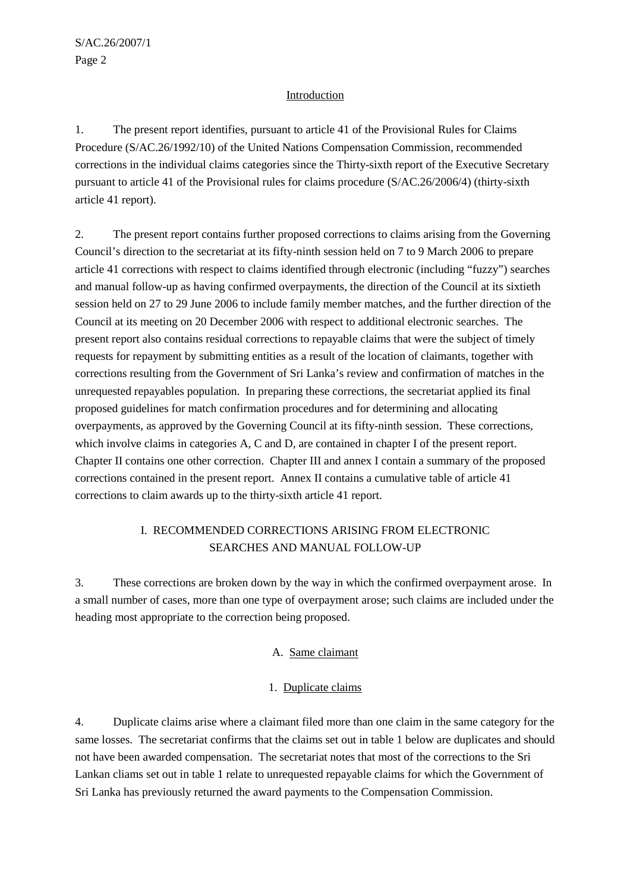## Introduction

1. The present report identifies, pursuant to article 41 of the Provisional Rules for Claims Procedure (S/AC.26/1992/10) of the United Nations Compensation Commission, recommended corrections in the individual claims categories since the Thirty-sixth report of the Executive Secretary pursuant to article 41 of the Provisional rules for claims procedure (S/AC.26/2006/4) (thirty-sixth article 41 report).

2. The present report contains further proposed corrections to claims arising from the Governing Council's direction to the secretariat at its fifty-ninth session held on 7 to 9 March 2006 to prepare article 41 corrections with respect to claims identified through electronic (including "fuzzy") searches and manual follow-up as having confirmed overpayments, the direction of the Council at its sixtieth session held on 27 to 29 June 2006 to include family member matches, and the further direction of the Council at its meeting on 20 December 2006 with respect to additional electronic searches. The present report also contains residual corrections to repayable claims that were the subject of timely requests for repayment by submitting entities as a result of the location of claimants, together with corrections resulting from the Government of Sri Lanka's review and confirmation of matches in the unrequested repayables population. In preparing these corrections, the secretariat applied its final proposed guidelines for match confirmation procedures and for determining and allocating overpayments, as approved by the Governing Council at its fifty-ninth session. These corrections, which involve claims in categories A, C and D, are contained in chapter I of the present report. Chapter II contains one other correction. Chapter III and annex I contain a summary of the proposed corrections contained in the present report. Annex II contains a cumulative table of article 41 corrections to claim awards up to the thirty-sixth article 41 report.

## I. RECOMMENDED CORRECTIONS ARISING FROM ELECTRONIC SEARCHES AND MANUAL FOLLOW-UP

3. These corrections are broken down by the way in which the confirmed overpayment arose. In a small number of cases, more than one type of overpayment arose; such claims are included under the heading most appropriate to the correction being proposed.

### A. Same claimant

#### 1. Duplicate claims

4. Duplicate claims arise where a claimant filed more than one claim in the same category for the same losses. The secretariat confirms that the claims set out in table 1 below are duplicates and should not have been awarded compensation. The secretariat notes that most of the corrections to the Sri Lankan claims set out in table 1 relate to unrequested repayable claims for which the Government of Sri Lanka has previously returned the award payments to the Compensation Commission.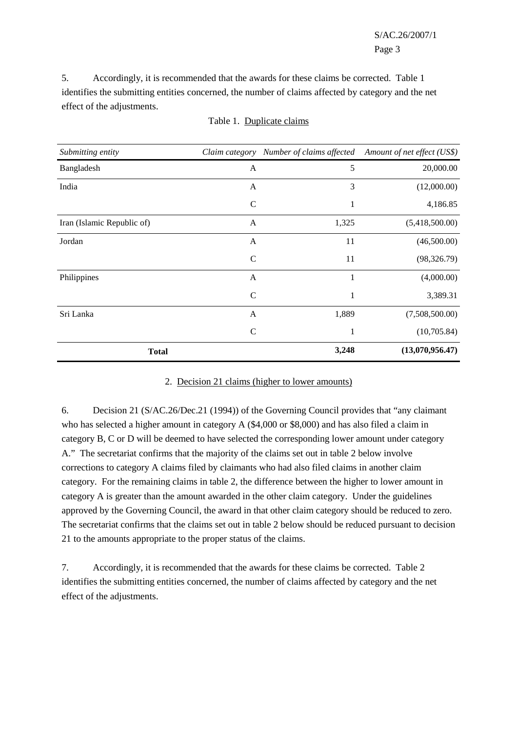5. Accordingly, it is recommended that the awards for these claims be corrected. Table 1 identifies the submitting entities concerned, the number of claims affected by category and the net effect of the adjustments.

Table 1. Duplicate claims

| *Submitting entity* | *Claim category* | *Number of claims affected* | *Amount of net effect (US$)* |
|---|---|---|---|
| Bangladesh | A | 5 | 20,000.00 |
| India | A | 3 | (12,000.00) |
| | C | 1 | 4,186.85 |
| Iran (Islamic Republic of) | A | 1,325 | (5,418,500.00) |
| Jordan | A | 11 | (46,500.00) |
| | C | 11 | (98,326.79) |
| Philippines | A | 1 | (4,000.00) |
| | C | 1 | 3,389.31 |
| Sri Lanka | A | 1,889 | (7,508,500.00) |
| | C | 1 | (10,705.84) |
| **Total** | | **3,248** | **(13,070,956.47)** |

2. Decision 21 claims (higher to lower amounts)

6. Decision 21 (S/AC.26/Dec.21 (1994)) of the Governing Council provides that "any claimant who has selected a higher amount in category A ($4,000 or $8,000) and has also filed a claim in category B, C or D will be deemed to have selected the corresponding lower amount under category A." The secretariat confirms that the majority of the claims set out in table 2 below involve corrections to category A claims filed by claimants who had also filed claims in another claim category. For the remaining claims in table 2, the difference between the higher to lower amount in category A is greater than the amount awarded in the other claim category. Under the guidelines approved by the Governing Council, the award in that other claim category should be reduced to zero. The secretariat confirms that the claims set out in table 2 below should be reduced pursuant to decision 21 to the amounts appropriate to the proper status of the claims.

7. Accordingly, it is recommended that the awards for these claims be corrected. Table 2 identifies the submitting entities concerned, the number of claims affected by category and the net effect of the adjustments.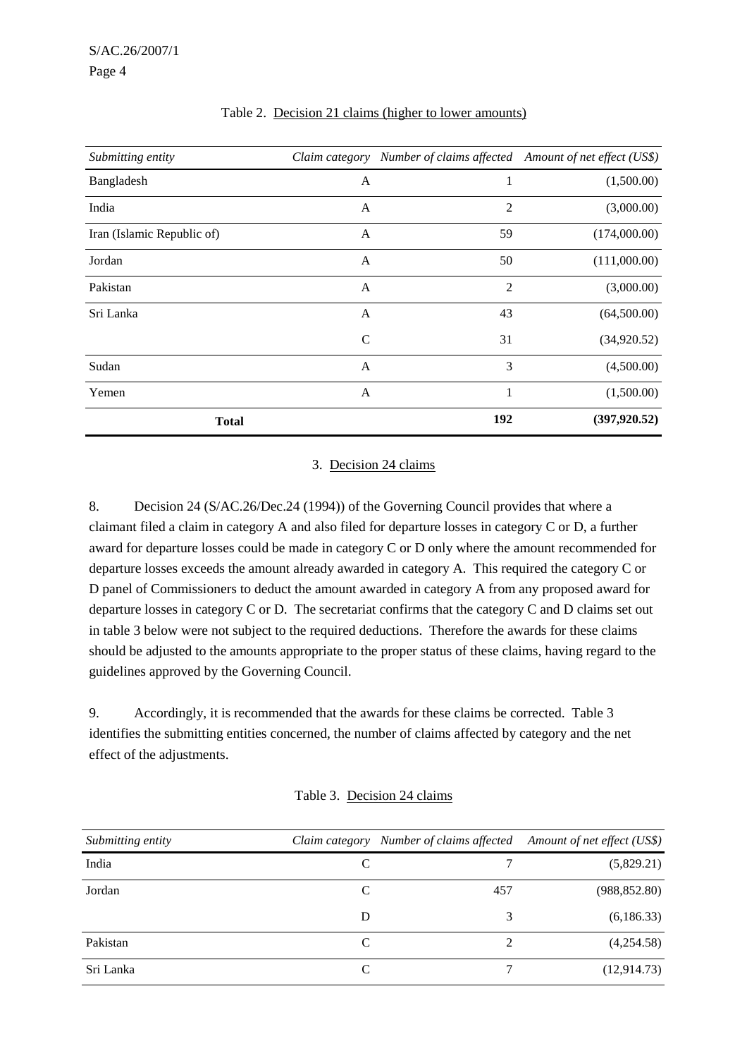Table 2. Decision 21 claims (higher to lower amounts)

| *Submitting entity* | *Claim category* | *Number of claims affected* | *Amount of net effect (US$)* |
|---|---|---|---|
| Bangladesh | A | 1 | (1,500.00) |
| India | A | 2 | (3,000.00) |
| Iran (Islamic Republic of) | A | 59 | (174,000.00) |
| Jordan | A | 50 | (111,000.00) |
| Pakistan | A | 2 | (3,000.00) |
| Sri Lanka | A | 43 | (64,500.00) |
| | C | 31 | (34,920.52) |
| Sudan | A | 3 | (4,500.00) |
| Yemen | A | 1 | (1,500.00) |
| **Total** | | **192** | **(397,920.52)** |

### 3. Decision 24 claims

8. Decision 24 (S/AC.26/Dec.24 (1994)) of the Governing Council provides that where a claimant filed a claim in category A and also filed for departure losses in category C or D, a further award for departure losses could be made in category C or D only where the amount recommended for departure losses exceeds the amount already awarded in category A. This required the category C or D panel of Commissioners to deduct the amount awarded in category A from any proposed award for departure losses in category C or D. The secretariat confirms that the category C and D claims set out in table 3 below were not subject to the required deductions. Therefore the awards for these claims should be adjusted to the amounts appropriate to the proper status of these claims, having regard to the guidelines approved by the Governing Council.

9. Accordingly, it is recommended that the awards for these claims be corrected. Table 3 identifies the submitting entities concerned, the number of claims affected by category and the net effect of the adjustments.

Table 3. Decision 24 claims

| *Submitting entity* | *Claim category* | *Number of claims affected* | *Amount of net effect (US$)* |
|---|---|---|---|
| India | C | 7 | (5,829.21) |
| Jordan | C | 457 | (988,852.80) |
| | D | 3 | (6,186.33) |
| Pakistan | C | 2 | (4,254.58) |
| Sri Lanka | C | 7 | (12,914.73) |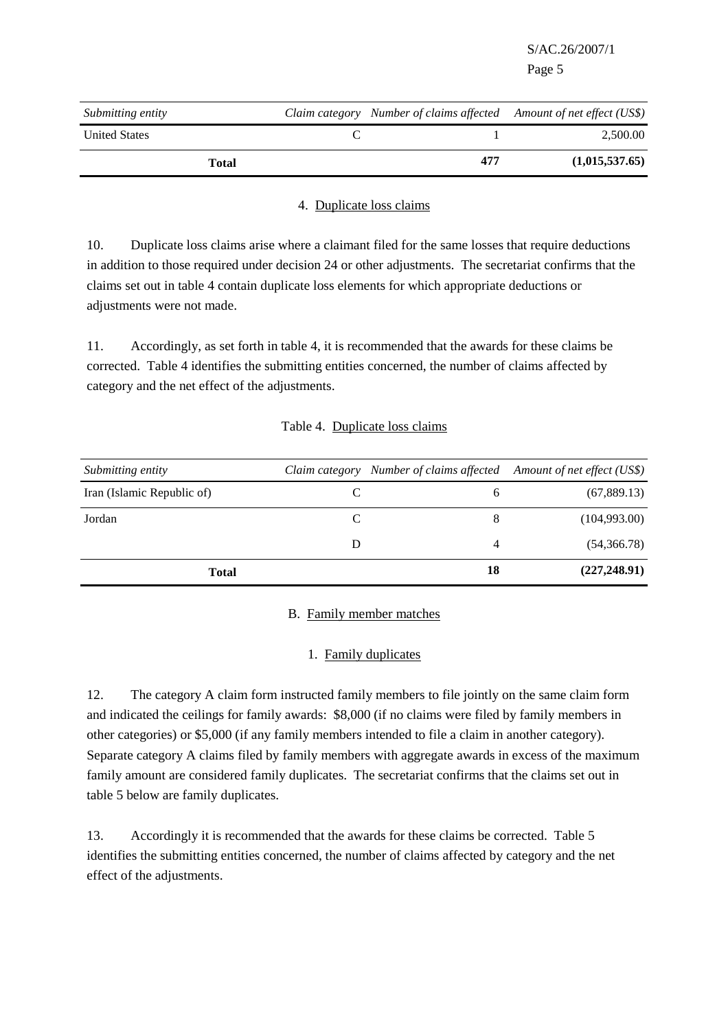| *Submitting entity* | *Claim category* | *Number of claims affected* | *Amount of net effect (US$)* |
|---|---|---|---|
| United States | C | 1 | 2,500.00 |
| **Total** | | **477** | **(1,015,537.65)** |

### 4. Duplicate loss claims

10. Duplicate loss claims arise where a claimant filed for the same losses that require deductions in addition to those required under decision 24 or other adjustments. The secretariat confirms that the claims set out in table 4 contain duplicate loss elements for which appropriate deductions or adjustments were not made.

11. Accordingly, as set forth in table 4, it is recommended that the awards for these claims be corrected. Table 4 identifies the submitting entities concerned, the number of claims affected by category and the net effect of the adjustments.

Table 4. Duplicate loss claims

| *Submitting entity* | *Claim category* | *Number of claims affected* | *Amount of net effect (US$)* |
|---|---|---|---|
| Iran (Islamic Republic of) | C | 6 | (67,889.13) |
| Jordan | C | 8 | (104,993.00) |
| | D | 4 | (54,366.78) |
| **Total** | | **18** | **(227,248.91)** |

## B. Family member matches

### 1. Family duplicates

12. The category A claim form instructed family members to file jointly on the same claim form and indicated the ceilings for family awards: $8,000 (if no claims were filed by family members in other categories) or $5,000 (if any family members intended to file a claim in another category). Separate category A claims filed by family members with aggregate awards in excess of the maximum family amount are considered family duplicates. The secretariat confirms that the claims set out in table 5 below are family duplicates.

13. Accordingly it is recommended that the awards for these claims be corrected. Table 5 identifies the submitting entities concerned, the number of claims affected by category and the net effect of the adjustments.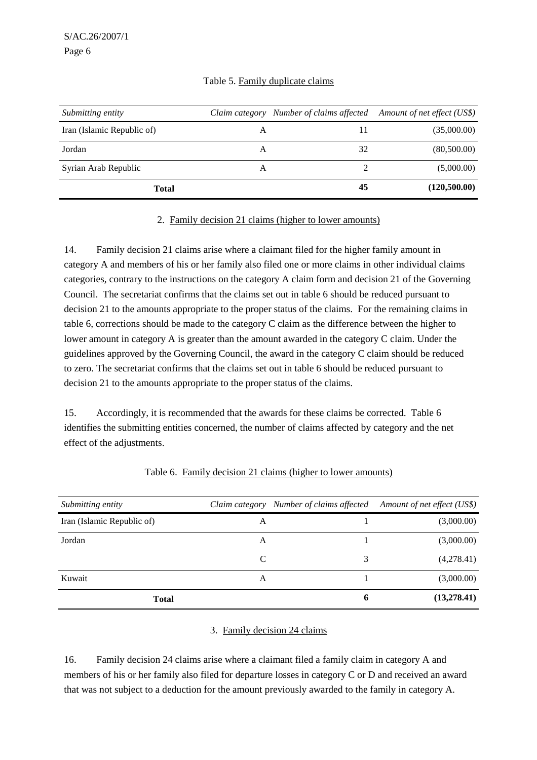Table 5. Family duplicate claims

| *Submitting entity* | *Claim category* | *Number of claims affected* | *Amount of net effect (US$)* |
|---|---|---|---|
| Iran (Islamic Republic of) | A | 11 | (35,000.00) |
| Jordan | A | 32 | (80,500.00) |
| Syrian Arab Republic | A | 2 | (5,000.00) |
| **Total** | | **45** | **(120,500.00)** |

### 2. Family decision 21 claims (higher to lower amounts)

14. Family decision 21 claims arise where a claimant filed for the higher family amount in category A and members of his or her family also filed one or more claims in other individual claims categories, contrary to the instructions on the category A claim form and decision 21 of the Governing Council. The secretariat confirms that the claims set out in table 6 should be reduced pursuant to decision 21 to the amounts appropriate to the proper status of the claims. For the remaining claims in table 6, corrections should be made to the category C claim as the difference between the higher to lower amount in category A is greater than the amount awarded in the category C claim. Under the guidelines approved by the Governing Council, the award in the category C claim should be reduced to zero. The secretariat confirms that the claims set out in table 6 should be reduced pursuant to decision 21 to the amounts appropriate to the proper status of the claims.

15. Accordingly, it is recommended that the awards for these claims be corrected. Table 6 identifies the submitting entities concerned, the number of claims affected by category and the net effect of the adjustments.

Table 6. Family decision 21 claims (higher to lower amounts)

| *Submitting entity* | *Claim category* | *Number of claims affected* | *Amount of net effect (US$)* |
|---|---|---|---|
| Iran (Islamic Republic of) | A | 1 | (3,000.00) |
| Jordan | A | 1 | (3,000.00) |
| | C | 3 | (4,278.41) |
| Kuwait | A | 1 | (3,000.00) |
| **Total** | | **6** | **(13,278.41)** |

### 3. Family decision 24 claims

16. Family decision 24 claims arise where a claimant filed a family claim in category A and members of his or her family also filed for departure losses in category C or D and received an award that was not subject to a deduction for the amount previously awarded to the family in category A.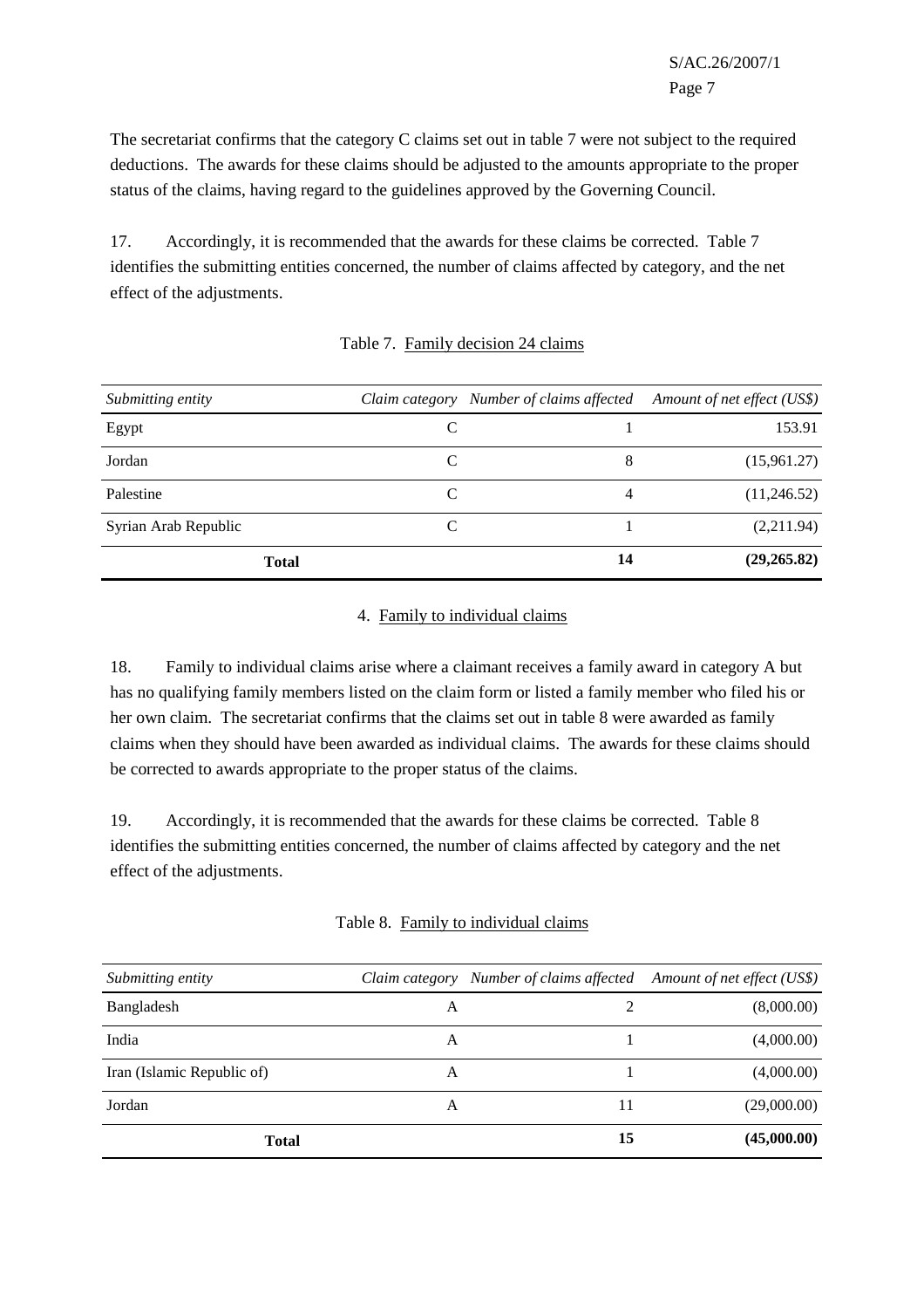The secretariat confirms that the category C claims set out in table 7 were not subject to the required deductions. The awards for these claims should be adjusted to the amounts appropriate to the proper status of the claims, having regard to the guidelines approved by the Governing Council.

17. Accordingly, it is recommended that the awards for these claims be corrected. Table 7 identifies the submitting entities concerned, the number of claims affected by category, and the net effect of the adjustments.

Table 7. Family decision 24 claims

| *Submitting entity* | *Claim category* | *Number of claims affected* | *Amount of net effect (US$)* |
|---|---|---|---|
| Egypt | C | 1 | 153.91 |
| Jordan | C | 8 | (15,961.27) |
| Palestine | C | 4 | (11,246.52) |
| Syrian Arab Republic | C | 1 | (2,211.94) |
| **Total** | | **14** | **(29,265.82)** |

4. Family to individual claims

18. Family to individual claims arise where a claimant receives a family award in category A but has no qualifying family members listed on the claim form or listed a family member who filed his or her own claim. The secretariat confirms that the claims set out in table 8 were awarded as family claims when they should have been awarded as individual claims. The awards for these claims should be corrected to awards appropriate to the proper status of the claims.

19. Accordingly, it is recommended that the awards for these claims be corrected. Table 8 identifies the submitting entities concerned, the number of claims affected by category and the net effect of the adjustments.

Table 8. Family to individual claims

| *Submitting entity* | *Claim category* | *Number of claims affected* | *Amount of net effect (US$)* |
|---|---|---|---|
| Bangladesh | A | 2 | (8,000.00) |
| India | A | 1 | (4,000.00) |
| Iran (Islamic Republic of) | A | 1 | (4,000.00) |
| Jordan | A | 11 | (29,000.00) |
| **Total** | | **15** | **(45,000.00)** |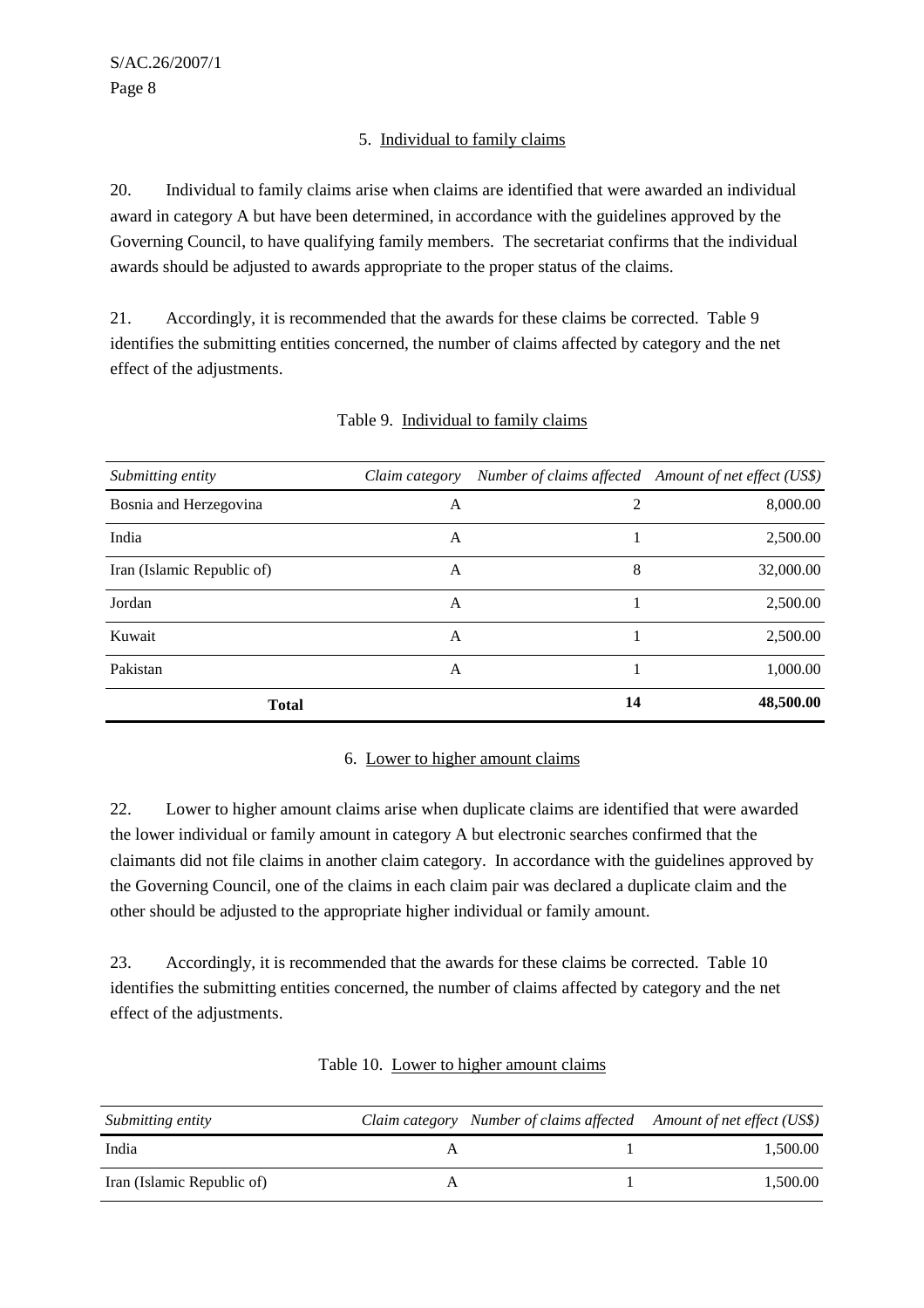### 5. Individual to family claims

20. Individual to family claims arise when claims are identified that were awarded an individual award in category A but have been determined, in accordance with the guidelines approved by the Governing Council, to have qualifying family members. The secretariat confirms that the individual awards should be adjusted to awards appropriate to the proper status of the claims.

21. Accordingly, it is recommended that the awards for these claims be corrected. Table 9 identifies the submitting entities concerned, the number of claims affected by category and the net effect of the adjustments.

Table 9. Individual to family claims

| *Submitting entity* | *Claim category* | *Number of claims affected* | *Amount of net effect (US$)* |
|---|---|---|---|
| Bosnia and Herzegovina | A | 2 | 8,000.00 |
| India | A | 1 | 2,500.00 |
| Iran (Islamic Republic of) | A | 8 | 32,000.00 |
| Jordan | A | 1 | 2,500.00 |
| Kuwait | A | 1 | 2,500.00 |
| Pakistan | A | 1 | 1,000.00 |
| **Total** | | **14** | **48,500.00** |

### 6. Lower to higher amount claims

22. Lower to higher amount claims arise when duplicate claims are identified that were awarded the lower individual or family amount in category A but electronic searches confirmed that the claimants did not file claims in another claim category. In accordance with the guidelines approved by the Governing Council, one of the claims in each claim pair was declared a duplicate claim and the other should be adjusted to the appropriate higher individual or family amount.

23. Accordingly, it is recommended that the awards for these claims be corrected. Table 10 identifies the submitting entities concerned, the number of claims affected by category and the net effect of the adjustments.

Table 10. Lower to higher amount claims

| *Submitting entity* | *Claim category* | *Number of claims affected* | *Amount of net effect (US$)* |
|---|---|---|---|
| India | A | 1 | 1,500.00 |
| Iran (Islamic Republic of) | A | 1 | 1,500.00 |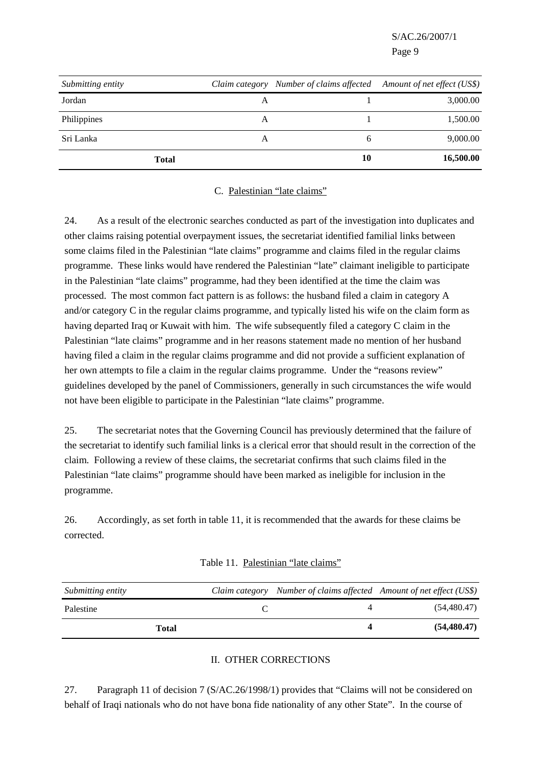| *Submitting entity* | *Claim category* | *Number of claims affected* | *Amount of net effect (US$)* |
|---|---|---|---|
| Jordan | A | 1 | 3,000.00 |
| Philippines | A | 1 | 1,500.00 |
| Sri Lanka | A | 6 | 9,000.00 |
| **Total** | | **10** | **16,500.00** |

### C. Palestinian "late claims"

24. As a result of the electronic searches conducted as part of the investigation into duplicates and other claims raising potential overpayment issues, the secretariat identified familial links between some claims filed in the Palestinian "late claims" programme and claims filed in the regular claims programme. These links would have rendered the Palestinian "late" claimant ineligible to participate in the Palestinian "late claims" programme, had they been identified at the time the claim was processed. The most common fact pattern is as follows: the husband filed a claim in category A and/or category C in the regular claims programme, and typically listed his wife on the claim form as having departed Iraq or Kuwait with him. The wife subsequently filed a category C claim in the Palestinian "late claims" programme and in her reasons statement made no mention of her husband having filed a claim in the regular claims programme and did not provide a sufficient explanation of her own attempts to file a claim in the regular claims programme. Under the "reasons review" guidelines developed by the panel of Commissioners, generally in such circumstances the wife would not have been eligible to participate in the Palestinian "late claims" programme.

25. The secretariat notes that the Governing Council has previously determined that the failure of the secretariat to identify such familial links is a clerical error that should result in the correction of the claim. Following a review of these claims, the secretariat confirms that such claims filed in the Palestinian "late claims" programme should have been marked as ineligible for inclusion in the programme.

26. Accordingly, as set forth in table 11, it is recommended that the awards for these claims be corrected.

Table 11. Palestinian "late claims"

| *Submitting entity* | *Claim category* | *Number of claims affected* | *Amount of net effect (US$)* |
|---|---|---|---|
| Palestine | C | 4 | (54,480.47) |
| **Total** | | **4** | **(54,480.47)** |

## II. OTHER CORRECTIONS

27. Paragraph 11 of decision 7 (S/AC.26/1998/1) provides that "Claims will not be considered on behalf of Iraqi nationals who do not have bona fide nationality of any other State". In the course of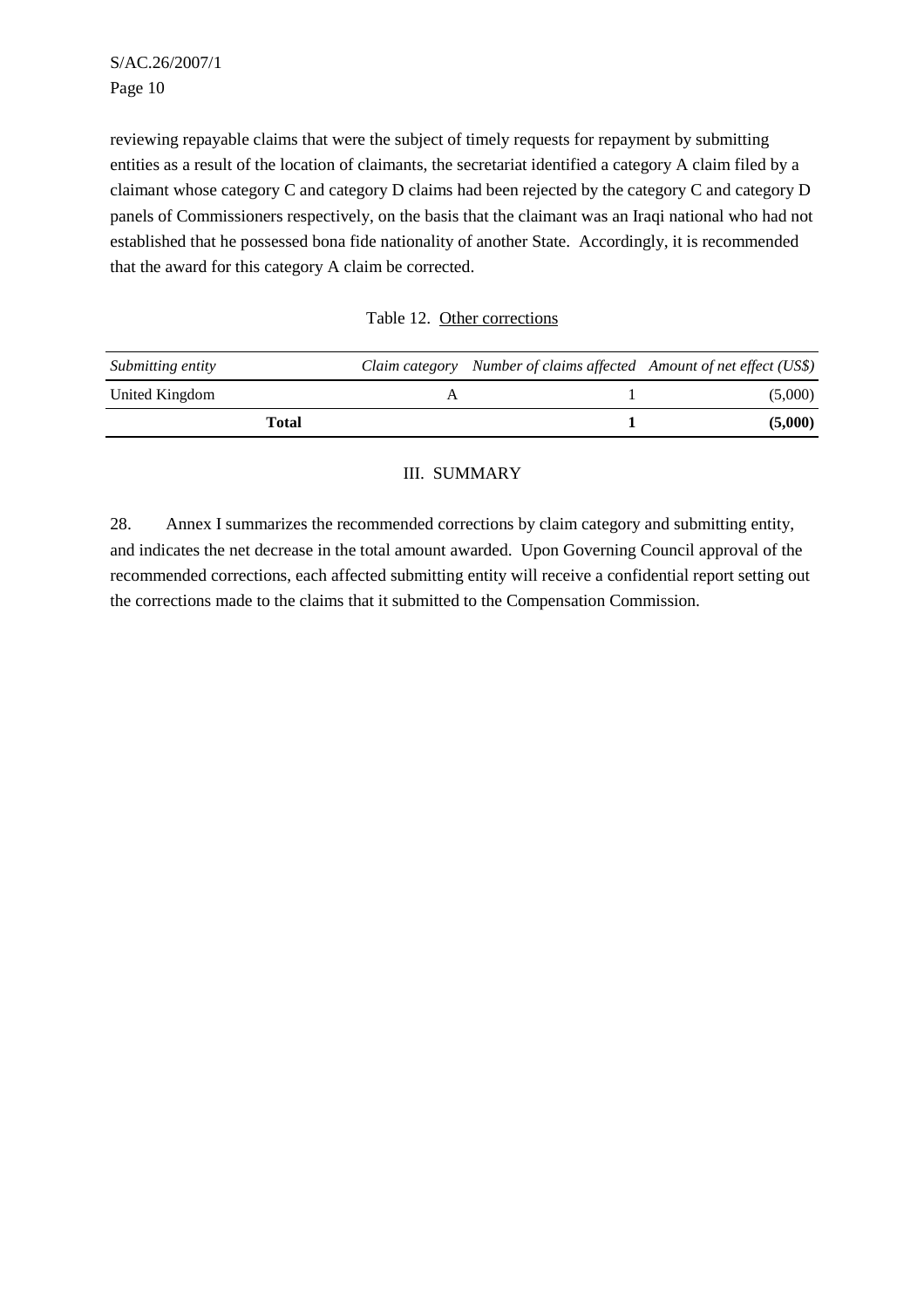reviewing repayable claims that were the subject of timely requests for repayment by submitting entities as a result of the location of claimants, the secretariat identified a category A claim filed by a claimant whose category C and category D claims had been rejected by the category C and category D panels of Commissioners respectively, on the basis that the claimant was an Iraqi national who had not established that he possessed bona fide nationality of another State. Accordingly, it is recommended that the award for this category A claim be corrected.

Table 12. Other corrections

| *Submitting entity* | *Claim category* | *Number of claims affected* | *Amount of net effect (US$)* |
|---|---|---|---|
| United Kingdom | A | 1 | (5,000) |
| **Total** | | **1** | **(5,000)** |

## III. SUMMARY

28. Annex I summarizes the recommended corrections by claim category and submitting entity, and indicates the net decrease in the total amount awarded. Upon Governing Council approval of the recommended corrections, each affected submitting entity will receive a confidential report setting out the corrections made to the claims that it submitted to the Compensation Commission.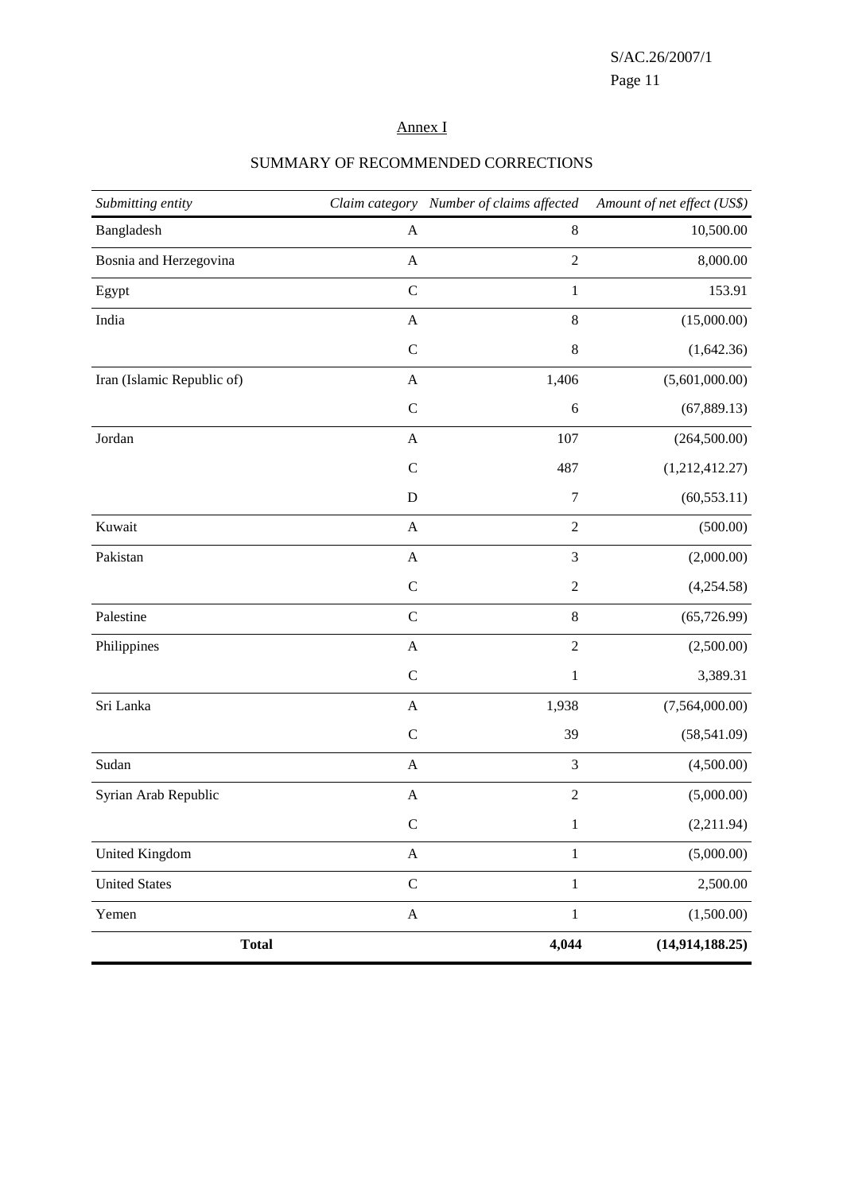Annex I

## SUMMARY OF RECOMMENDED CORRECTIONS

| *Submitting entity* | *Claim category* | *Number of claims affected* | *Amount of net effect (US$)* |
|---|---|---|---|
| Bangladesh | A | 8 | 10,500.00 |
| Bosnia and Herzegovina | A | 2 | 8,000.00 |
| Egypt | C | 1 | 153.91 |
| India | A | 8 | (15,000.00) |
| | C | 8 | (1,642.36) |
| Iran (Islamic Republic of) | A | 1,406 | (5,601,000.00) |
| | C | 6 | (67,889.13) |
| Jordan | A | 107 | (264,500.00) |
| | C | 487 | (1,212,412.27) |
| | D | 7 | (60,553.11) |
| Kuwait | A | 2 | (500.00) |
| Pakistan | A | 3 | (2,000.00) |
| | C | 2 | (4,254.58) |
| Palestine | C | 8 | (65,726.99) |
| Philippines | A | 2 | (2,500.00) |
| | C | 1 | 3,389.31 |
| Sri Lanka | A | 1,938 | (7,564,000.00) |
| | C | 39 | (58,541.09) |
| Sudan | A | 3 | (4,500.00) |
| Syrian Arab Republic | A | 2 | (5,000.00) |
| | C | 1 | (2,211.94) |
| United Kingdom | A | 1 | (5,000.00) |
| United States | C | 1 | 2,500.00 |
| Yemen | A | 1 | (1,500.00) |
| **Total** | | **4,044** | **(14,914,188.25)** |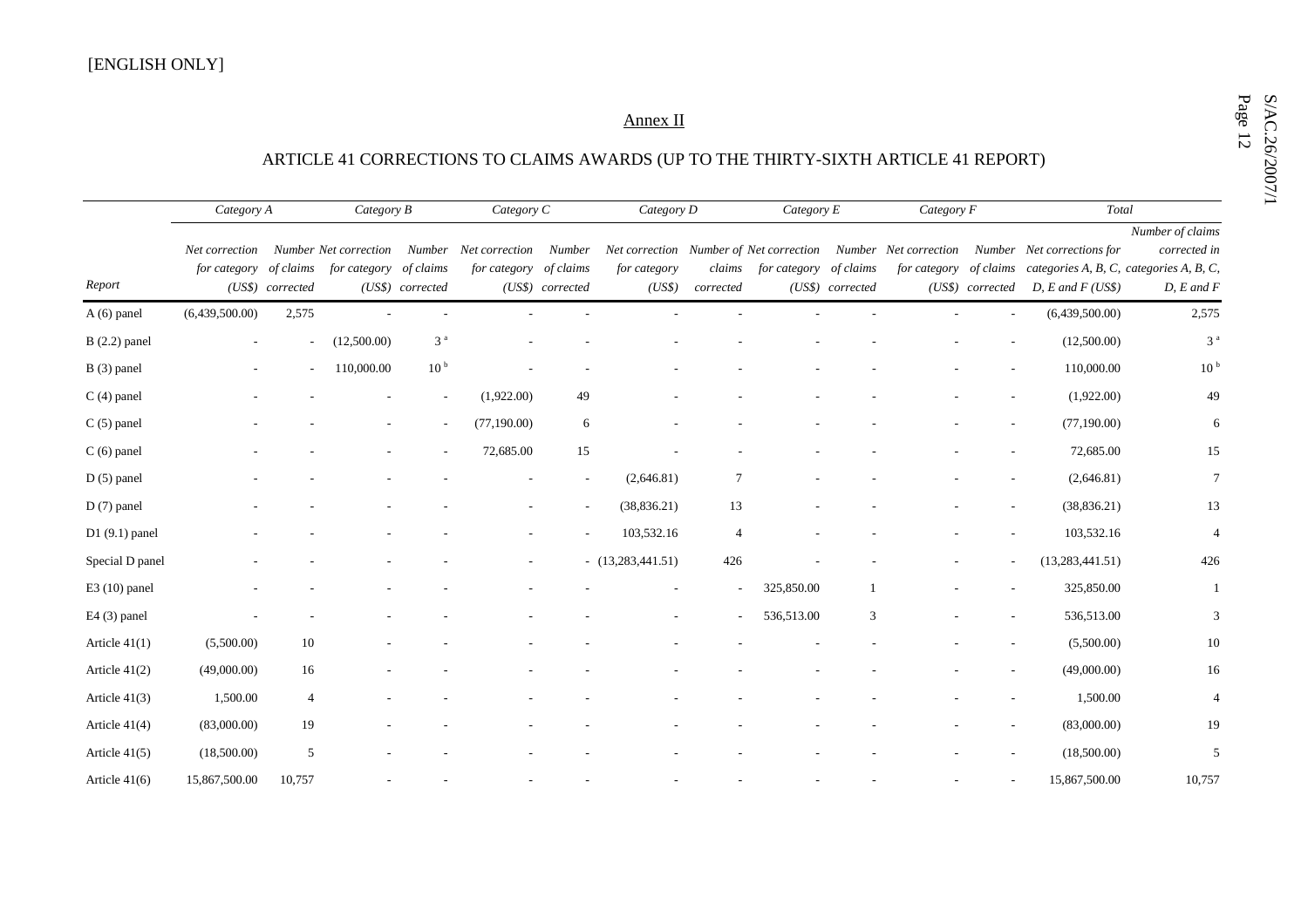[ENGLISH ONLY]

## Annex II

### ARTICLE 41 CORRECTIONS TO CLAIMS AWARDS (UP TO THE THIRTY-SIXTH ARTICLE 41 REPORT)

| Report | Category A | | Category B | | Category C | | Category D | | Category E | | Category F | | Total | |
|---|---|---|---|---|---|---|---|---|---|---|---|---|---|---|
| | *Net correction for category (US$)* | *Number of claims corrected* | *Net correction for category (US$)* | *Number of claims corrected* | *Net correction for category (US$)* | *Number of claims corrected* | *Net correction for category (US$)* | *Number of claims corrected* | *Net correction for category (US$)* | *Number of claims corrected* | *Net correction for category (US$)* | *Number of claims corrected* | *Net corrections for categories A, B, C, D, E and F (US$)* | *Number of claims corrected in categories A, B, C, D, E and F* |
| A (6) panel | (6,439,500.00) | 2,575 | - | - | - | - | - | - | - | - | - | - | (6,439,500.00) | 2,575 |
| B (2.2) panel | - | - | (12,500.00) | 3 [a] | - | - | - | - | - | - | - | - | (12,500.00) | 3 [a] |
| B (3) panel | - | - | 110,000.00 | 10 [b] | - | - | - | - | - | - | - | - | 110,000.00 | 10 [b] |
| C (4) panel | - | - | - | - | (1,922.00) | 49 | - | - | - | - | - | - | (1,922.00) | 49 |
| C (5) panel | - | - | - | - | (77,190.00) | 6 | - | - | - | - | - | - | (77,190.00) | 6 |
| C (6) panel | - | - | - | - | 72,685.00 | 15 | - | - | - | - | - | - | 72,685.00 | 15 |
| D (5) panel | - | - | - | - | - | - | (2,646.81) | 7 | - | - | - | - | (2,646.81) | 7 |
| D (7) panel | - | - | - | - | - | - | (38,836.21) | 13 | - | - | - | - | (38,836.21) | 13 |
| D1 (9.1) panel | - | - | - | - | - | - | 103,532.16 | 4 | - | - | - | - | 103,532.16 | 4 |
| Special D panel | - | - | - | - | - | - | (13,283,441.51) | 426 | - | - | - | - | (13,283,441.51) | 426 |
| E3 (10) panel | - | - | - | - | - | - | - | - | 325,850.00 | 1 | - | - | 325,850.00 | 1 |
| E4 (3) panel | - | - | - | - | - | - | - | - | 536,513.00 | 3 | - | - | 536,513.00 | 3 |
| Article 41(1) | (5,500.00) | 10 | - | - | - | - | - | - | - | - | - | - | (5,500.00) | 10 |
| Article 41(2) | (49,000.00) | 16 | - | - | - | - | - | - | - | - | - | - | (49,000.00) | 16 |
| Article 41(3) | 1,500.00 | 4 | - | - | - | - | - | - | - | - | - | - | 1,500.00 | 4 |
| Article 41(4) | (83,000.00) | 19 | - | - | - | - | - | - | - | - | - | - | (83,000.00) | 19 |
| Article 41(5) | (18,500.00) | 5 | - | - | - | - | - | - | - | - | - | - | (18,500.00) | 5 |
| Article 41(6) | 15,867,500.00 | 10,757 | - | - | - | - | - | - | - | - | - | - | 15,867,500.00 | 10,757 |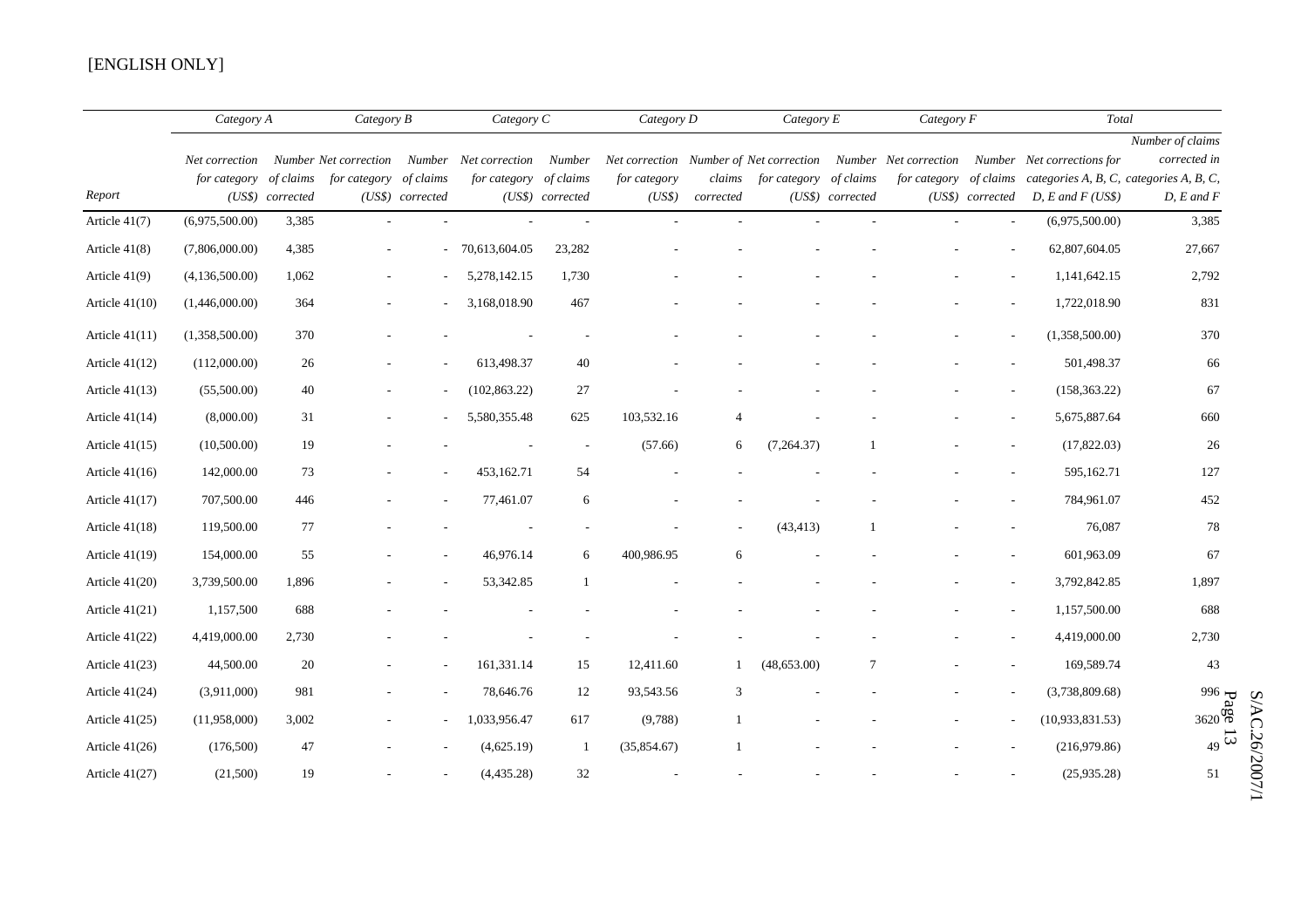[ENGLISH ONLY]

| Report | Category A | | Category B | | Category C | | Category D | | Category E | | Category F | | Total | |
|---|---|---|---|---|---|---|---|---|---|---|---|---|---|---|
| | Net correction for category (US$) | Number of claims corrected | Net correction for category (US$) | Number of claims corrected | Net correction for category (US$) | Number of claims corrected | Net correction for category (US$) | Number of claims corrected | Net correction for category (US$) | Number of claims corrected | Net correction for category (US$) | Number of claims corrected | Net corrections for categories A, B, C, D, E and F (US$) | Number of claims corrected in categories A, B, C, D, E and F |
| Article 41(7) | (6,975,500.00) | 3,385 | - | - | - | - | - | - | - | - | - | - | (6,975,500.00) | 3,385 |
| Article 41(8) | (7,806,000.00) | 4,385 | - | - | 70,613,604.05 | 23,282 | - | - | - | - | - | - | 62,807,604.05 | 27,667 |
| Article 41(9) | (4,136,500.00) | 1,062 | - | - | 5,278,142.15 | 1,730 | - | - | - | - | - | - | 1,141,642.15 | 2,792 |
| Article 41(10) | (1,446,000.00) | 364 | - | - | 3,168,018.90 | 467 | - | - | - | - | - | - | 1,722,018.90 | 831 |
| Article 41(11) | (1,358,500.00) | 370 | - | - | - | - | - | - | - | - | - | - | (1,358,500.00) | 370 |
| Article 41(12) | (112,000.00) | 26 | - | - | 613,498.37 | 40 | - | - | - | - | - | - | 501,498.37 | 66 |
| Article 41(13) | (55,500.00) | 40 | - | - | (102,863.22) | 27 | - | - | - | - | - | - | (158,363.22) | 67 |
| Article 41(14) | (8,000.00) | 31 | - | - | 5,580,355.48 | 625 | 103,532.16 | 4 | - | - | - | - | 5,675,887.64 | 660 |
| Article 41(15) | (10,500.00) | 19 | - | - | - | - | (57.66) | 6 | (7,264.37) | 1 | - | - | (17,822.03) | 26 |
| Article 41(16) | 142,000.00 | 73 | - | - | 453,162.71 | 54 | - | - | - | - | - | - | 595,162.71 | 127 |
| Article 41(17) | 707,500.00 | 446 | - | - | 77,461.07 | 6 | - | - | - | - | - | - | 784,961.07 | 452 |
| Article 41(18) | 119,500.00 | 77 | - | - | - | - | - | - | (43,413) | 1 | - | - | 76,087 | 78 |
| Article 41(19) | 154,000.00 | 55 | - | - | 46,976.14 | 6 | 400,986.95 | 6 | - | - | - | - | 601,963.09 | 67 |
| Article 41(20) | 3,739,500.00 | 1,896 | - | - | 53,342.85 | 1 | - | - | - | - | - | - | 3,792,842.85 | 1,897 |
| Article 41(21) | 1,157,500 | 688 | - | - | - | - | - | - | - | - | - | - | 1,157,500.00 | 688 |
| Article 41(22) | 4,419,000.00 | 2,730 | - | - | - | - | - | - | - | - | - | - | 4,419,000.00 | 2,730 |
| Article 41(23) | 44,500.00 | 20 | - | - | 161,331.14 | 15 | 12,411.60 | 1 | (48,653.00) | 7 | - | - | 169,589.74 | 43 |
| Article 41(24) | (3,911,000) | 981 | - | - | 78,646.76 | 12 | 93,543.56 | 3 | - | - | - | - | (3,738,809.68) | 996 |
| Article 41(25) | (11,958,000) | 3,002 | - | - | 1,033,956.47 | 617 | (9,788) | 1 | - | - | - | - | (10,933,831.53) | 3620 |
| Article 41(26) | (176,500) | 47 | - | - | (4,625.19) | 1 | (35,854.67) | 1 | - | - | - | - | (216,979.86) | 49 |
| Article 41(27) | (21,500) | 19 | - | - | (4,435.28) | 32 | - | - | - | - | - | - | (25,935.28) | 51 |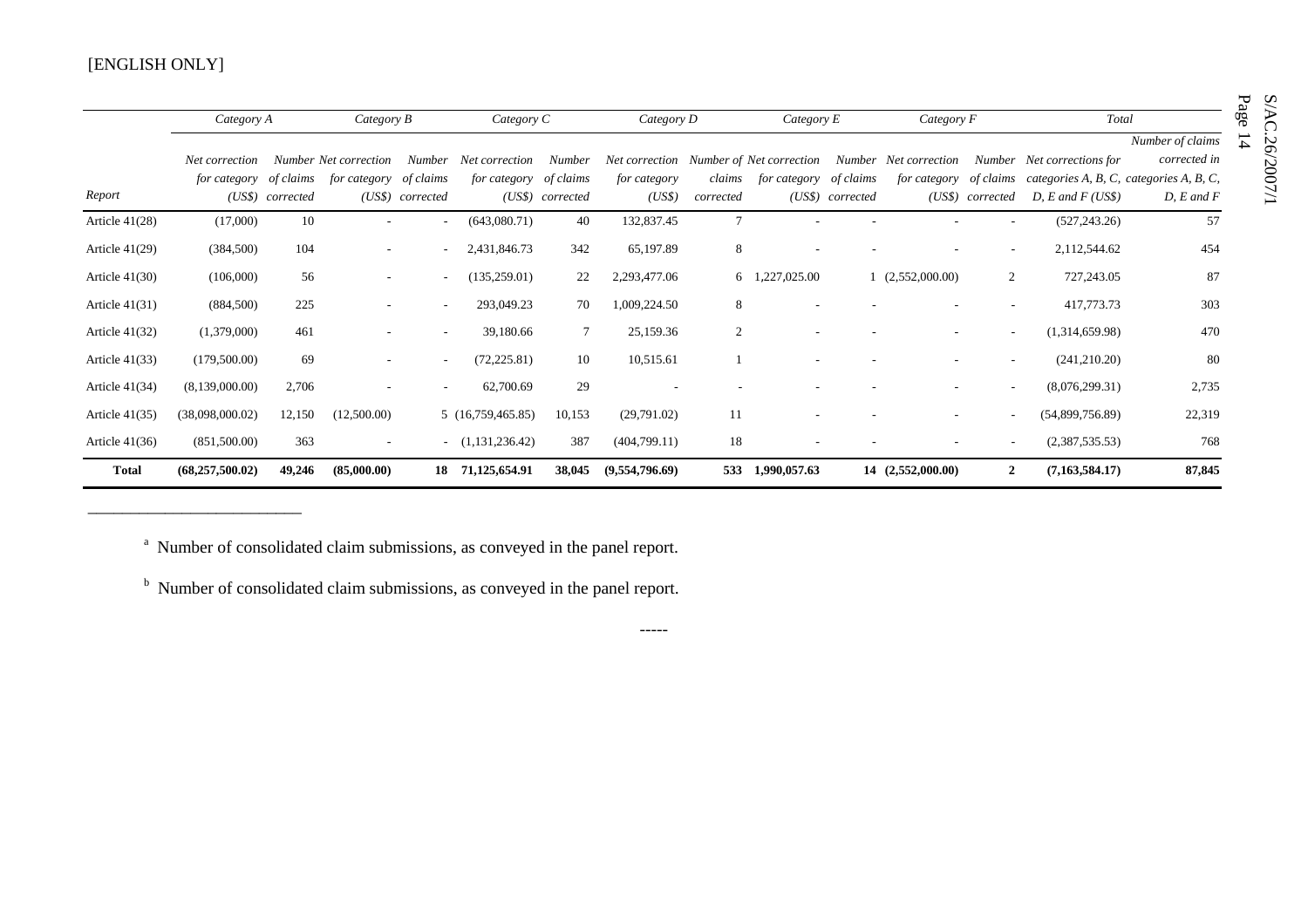[ENGLISH ONLY]

| | Category A | | Category B | | Category C | | Category D | | Category E | | Category F | | Total | |
|---|---|---|---|---|---|---|---|---|---|---|---|---|---|---|
| Report | *Net correction for category (US$)* | *Number of claims corrected* | *Net correction for category (US$)* | *Number of claims corrected* | *Net correction for category (US$)* | *Number of claims corrected* | *Net correction for category (US$)* | *Number of claims corrected* | *Net correction for category (US$)* | *Number of claims corrected* | *Net correction for category (US$)* | *Number of claims corrected* | *Net corrections for categories A, B, C, D, E and F (US$)* | *Number of claims corrected in categories A, B, C, D, E and F* |
| Article 41(28) | (17,000) | 10 | - | - | (643,080.71) | 40 | 132,837.45 | 7 | - | - | - | - | (527,243.26) | 57 |
| Article 41(29) | (384,500) | 104 | - | - | 2,431,846.73 | 342 | 65,197.89 | 8 | - | - | - | - | 2,112,544.62 | 454 |
| Article 41(30) | (106,000) | 56 | - | - | (135,259.01) | 22 | 2,293,477.06 | 6 | 1,227,025.00 | 1 | (2,552,000.00) | 2 | 727,243.05 | 87 |
| Article 41(31) | (884,500) | 225 | - | - | 293,049.23 | 70 | 1,009,224.50 | 8 | - | - | - | - | 417,773.73 | 303 |
| Article 41(32) | (1,379,000) | 461 | - | - | 39,180.66 | 7 | 25,159.36 | 2 | - | - | - | - | (1,314,659.98) | 470 |
| Article 41(33) | (179,500.00) | 69 | - | - | (72,225.81) | 10 | 10,515.61 | 1 | - | - | - | - | (241,210.20) | 80 |
| Article 41(34) | (8,139,000.00) | 2,706 | - | - | 62,700.69 | 29 | - | - | - | - | - | - | (8,076,299.31) | 2,735 |
| Article 41(35) | (38,098,000.02) | 12,150 | (12,500.00) | 5 | (16,759,465.85) | 10,153 | (29,791.02) | 11 | - | - | - | - | (54,899,756.89) | 22,319 |
| Article 41(36) | (851,500.00) | 363 | - | - | (1,131,236.42) | 387 | (404,799.11) | 18 | - | - | - | - | (2,387,535.53) | 768 |
| **Total** | **(68,257,500.02)** | **49,246** | **(85,000.00)** | **18** | **71,125,654.91** | **38,045** | **(9,554,796.69)** | **533** | **1,990,057.63** | **14** | **(2,552,000.00)** | **2** | **(7,163,584.17)** | **87,845** |

---

[a] Number of consolidated claim submissions, as conveyed in the panel report.

[b] Number of consolidated claim submissions, as conveyed in the panel report.

-----